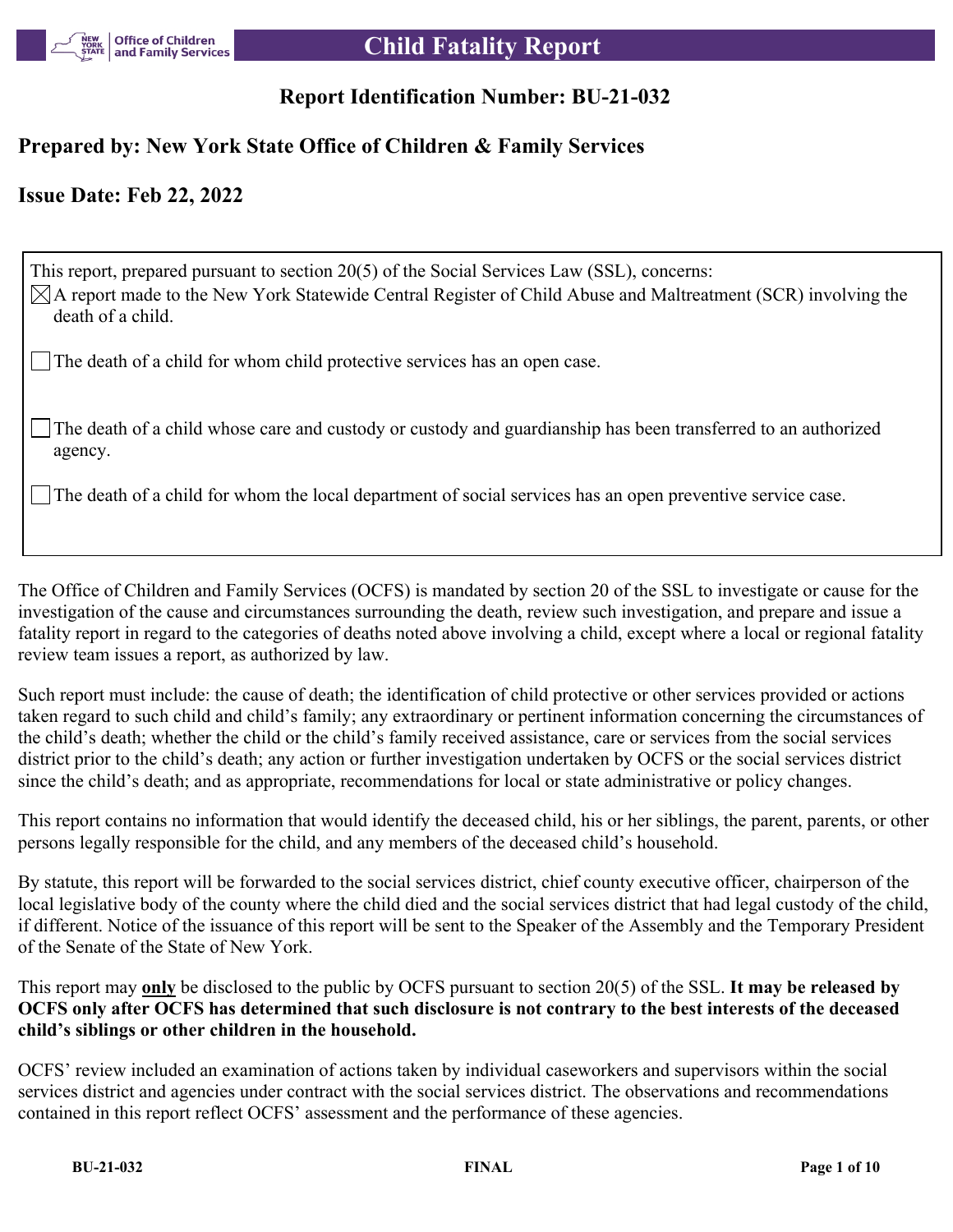# Child Fatality Report

## Report Identification Number: BU-21-032

## Prepared by: New York State Office of Children & Family Services

## Issue Date: Feb 22, 2022

This report, prepared pursuant to section 20(5) of the Social Services Law (SSL), concerns:

- [x] A report made to the New York Statewide Central Register of Child Abuse and Maltreatment (SCR) involving the death of a child.
- [ ] The death of a child for whom child protective services has an open case.
- [ ] The death of a child whose care and custody or custody and guardianship has been transferred to an authorized agency.
- [ ] The death of a child for whom the local department of social services has an open preventive service case.

The Office of Children and Family Services (OCFS) is mandated by section 20 of the SSL to investigate or cause for the investigation of the cause and circumstances surrounding the death, review such investigation, and prepare and issue a fatality report in regard to the categories of deaths noted above involving a child, except where a local or regional fatality review team issues a report, as authorized by law.

Such report must include: the cause of death; the identification of child protective or other services provided or actions taken regard to such child and child's family; any extraordinary or pertinent information concerning the circumstances of the child's death; whether the child or the child's family received assistance, care or services from the social services district prior to the child's death; any action or further investigation undertaken by OCFS or the social services district since the child's death; and as appropriate, recommendations for local or state administrative or policy changes.

This report contains no information that would identify the deceased child, his or her siblings, the parent, parents, or other persons legally responsible for the child, and any members of the deceased child's household.

By statute, this report will be forwarded to the social services district, chief county executive officer, chairperson of the local legislative body of the county where the child died and the social services district that had legal custody of the child, if different. Notice of the issuance of this report will be sent to the Speaker of the Assembly and the Temporary President of the Senate of the State of New York.

This report may **only** be disclosed to the public by OCFS pursuant to section 20(5) of the SSL. **It may be released by OCFS only after OCFS has determined that such disclosure is not contrary to the best interests of the deceased child's siblings or other children in the household.**

OCFS' review included an examination of actions taken by individual caseworkers and supervisors within the social services district and agencies under contract with the social services district. The observations and recommendations contained in this report reflect OCFS' assessment and the performance of these agencies.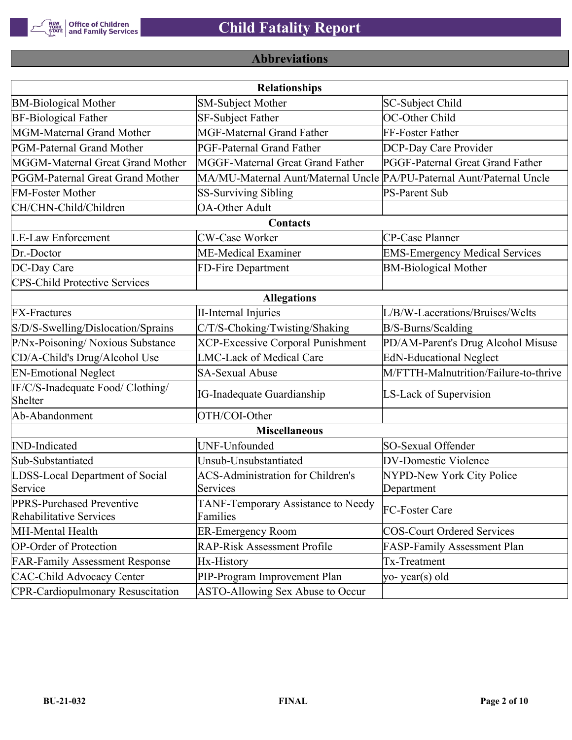## Abbreviations

| Relationships | | |
|---|---|---|
| BM-Biological Mother | SM-Subject Mother | SC-Subject Child |
| BF-Biological Father | SF-Subject Father | OC-Other Child |
| MGM-Maternal Grand Mother | MGF-Maternal Grand Father | FF-Foster Father |
| PGM-Paternal Grand Mother | PGF-Paternal Grand Father | DCP-Day Care Provider |
| MGGM-Maternal Great Grand Mother | MGGF-Maternal Great Grand Father | PGGF-Paternal Great Grand Father |
| PGGM-Paternal Great Grand Mother | MA/MU-Maternal Aunt/Maternal Uncle | PA/PU-Paternal Aunt/Paternal Uncle |
| FM-Foster Mother | SS-Surviving Sibling | PS-Parent Sub |
| CH/CHN-Child/Children | OA-Other Adult | |
| **Contacts** | | |
| LE-Law Enforcement | CW-Case Worker | CP-Case Planner |
| Dr.-Doctor | ME-Medical Examiner | EMS-Emergency Medical Services |
| DC-Day Care | FD-Fire Department | BM-Biological Mother |
| CPS-Child Protective Services | | |
| **Allegations** | | |
| FX-Fractures | II-Internal Injuries | L/B/W-Lacerations/Bruises/Welts |
| S/D/S-Swelling/Dislocation/Sprains | C/T/S-Choking/Twisting/Shaking | B/S-Burns/Scalding |
| P/Nx-Poisoning/ Noxious Substance | XCP-Excessive Corporal Punishment | PD/AM-Parent's Drug Alcohol Misuse |
| CD/A-Child's Drug/Alcohol Use | LMC-Lack of Medical Care | EdN-Educational Neglect |
| EN-Emotional Neglect | SA-Sexual Abuse | M/FTTH-Malnutrition/Failure-to-thrive |
| IF/C/S-Inadequate Food/ Clothing/ Shelter | IG-Inadequate Guardianship | LS-Lack of Supervision |
| Ab-Abandonment | OTH/COI-Other | |
| **Miscellaneous** | | |
| IND-Indicated | UNF-Unfounded | SO-Sexual Offender |
| Sub-Substantiated | Unsub-Unsubstantiated | DV-Domestic Violence |
| LDSS-Local Department of Social Service | ACS-Administration for Children's Services | NYPD-New York City Police Department |
| PPRS-Purchased Preventive Rehabilitative Services | TANF-Temporary Assistance to Needy Families | FC-Foster Care |
| MH-Mental Health | ER-Emergency Room | COS-Court Ordered Services |
| OP-Order of Protection | RAP-Risk Assessment Profile | FASP-Family Assessment Plan |
| FAR-Family Assessment Response | Hx-History | Tx-Treatment |
| CAC-Child Advocacy Center | PIP-Program Improvement Plan | yo- year(s) old |
| CPR-Cardiopulmonary Resuscitation | ASTO-Allowing Sex Abuse to Occur | |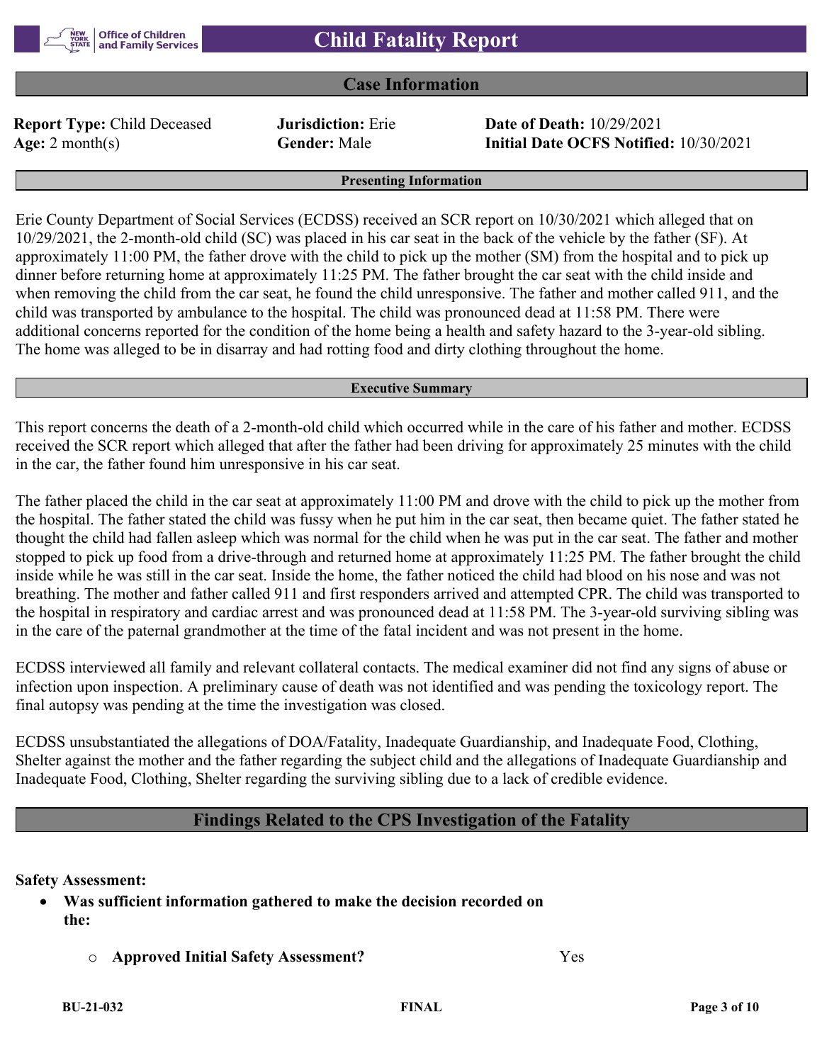# Child Fatality Report

## Case Information

**Report Type:** Child Deceased | **Jurisdiction:** Erie | **Date of Death:** 10/29/2021
**Age:** 2 month(s) | **Gender:** Male | **Initial Date OCFS Notified:** 10/30/2021

### Presenting Information

Erie County Department of Social Services (ECDSS) received an SCR report on 10/30/2021 which alleged that on 10/29/2021, the 2-month-old child (SC) was placed in his car seat in the back of the vehicle by the father (SF). At approximately 11:00 PM, the father drove with the child to pick up the mother (SM) from the hospital and to pick up dinner before returning home at approximately 11:25 PM. The father brought the car seat with the child inside and when removing the child from the car seat, he found the child unresponsive. The father and mother called 911, and the child was transported by ambulance to the hospital. The child was pronounced dead at 11:58 PM. There were additional concerns reported for the condition of the home being a health and safety hazard to the 3-year-old sibling. The home was alleged to be in disarray and had rotting food and dirty clothing throughout the home.

### Executive Summary

This report concerns the death of a 2-month-old child which occurred while in the care of his father and mother. ECDSS received the SCR report which alleged that after the father had been driving for approximately 25 minutes with the child in the car, the father found him unresponsive in his car seat.

The father placed the child in the car seat at approximately 11:00 PM and drove with the child to pick up the mother from the hospital. The father stated the child was fussy when he put him in the car seat, then became quiet. The father stated he thought the child had fallen asleep which was normal for the child when he was put in the car seat. The father and mother stopped to pick up food from a drive-through and returned home at approximately 11:25 PM. The father brought the child inside while he was still in the car seat. Inside the home, the father noticed the child had blood on his nose and was not breathing. The mother and father called 911 and first responders arrived and attempted CPR. The child was transported to the hospital in respiratory and cardiac arrest and was pronounced dead at 11:58 PM. The 3-year-old surviving sibling was in the care of the paternal grandmother at the time of the fatal incident and was not present in the home.

ECDSS interviewed all family and relevant collateral contacts. The medical examiner did not find any signs of abuse or infection upon inspection. A preliminary cause of death was not identified and was pending the toxicology report. The final autopsy was pending at the time the investigation was closed.

ECDSS unsubstantiated the allegations of DOA/Fatality, Inadequate Guardianship, and Inadequate Food, Clothing, Shelter against the mother and the father regarding the subject child and the allegations of Inadequate Guardianship and Inadequate Food, Clothing, Shelter regarding the surviving sibling due to a lack of credible evidence.

## Findings Related to the CPS Investigation of the Fatality

**Safety Assessment:**

- **Was sufficient information gathered to make the decision recorded on the:**
  - **Approved Initial Safety Assessment?** Yes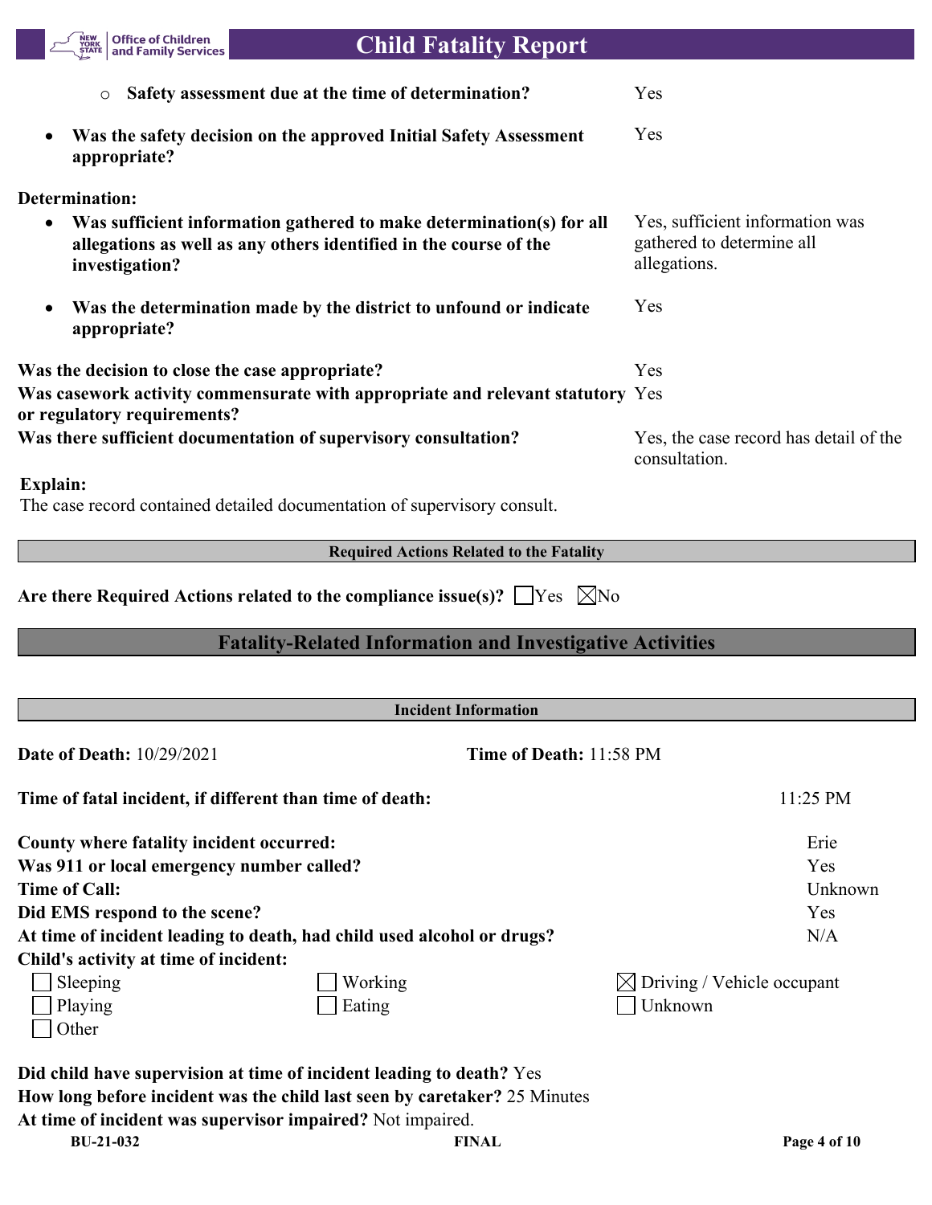- **Safety assessment due at the time of determination?** Yes

- **Was the safety decision on the approved Initial Safety Assessment appropriate?** Yes

**Determination:**

- **Was sufficient information gathered to make determination(s) for all allegations as well as any others identified in the course of the investigation?** Yes, sufficient information was gathered to determine all allegations.

- **Was the determination made by the district to unfound or indicate appropriate?** Yes

**Was the decision to close the case appropriate?** Yes

**Was casework activity commensurate with appropriate and relevant statutory or regulatory requirements?** Yes

**Was there sufficient documentation of supervisory consultation?** Yes, the case record has detail of the consultation.

**Explain:**

The case record contained detailed documentation of supervisory consult.

### Required Actions Related to the Fatality

**Are there Required Actions related to the compliance issue(s)?** ☐ Yes ☒ No

## Fatality-Related Information and Investigative Activities

### Incident Information

**Date of Death:** 10/29/2021 **Time of Death:** 11:58 PM

**Time of fatal incident, if different than time of death:** 11:25 PM

**County where fatality incident occurred:** Erie
**Was 911 or local emergency number called?** Yes
**Time of Call:** Unknown
**Did EMS respond to the scene?** Yes
**At time of incident leading to death, had child used alcohol or drugs?** N/A
**Child's activity at time of incident:**

| | | |
|---|---|---|
| ☐ Sleeping | ☐ Working | ☒ Driving / Vehicle occupant |
| ☐ Playing | ☐ Eating | ☐ Unknown |
| ☐ Other | | |

**Did child have supervision at time of incident leading to death?** Yes
**How long before incident was the child last seen by caretaker?** 25 Minutes
**At time of incident was supervisor impaired?** Not impaired.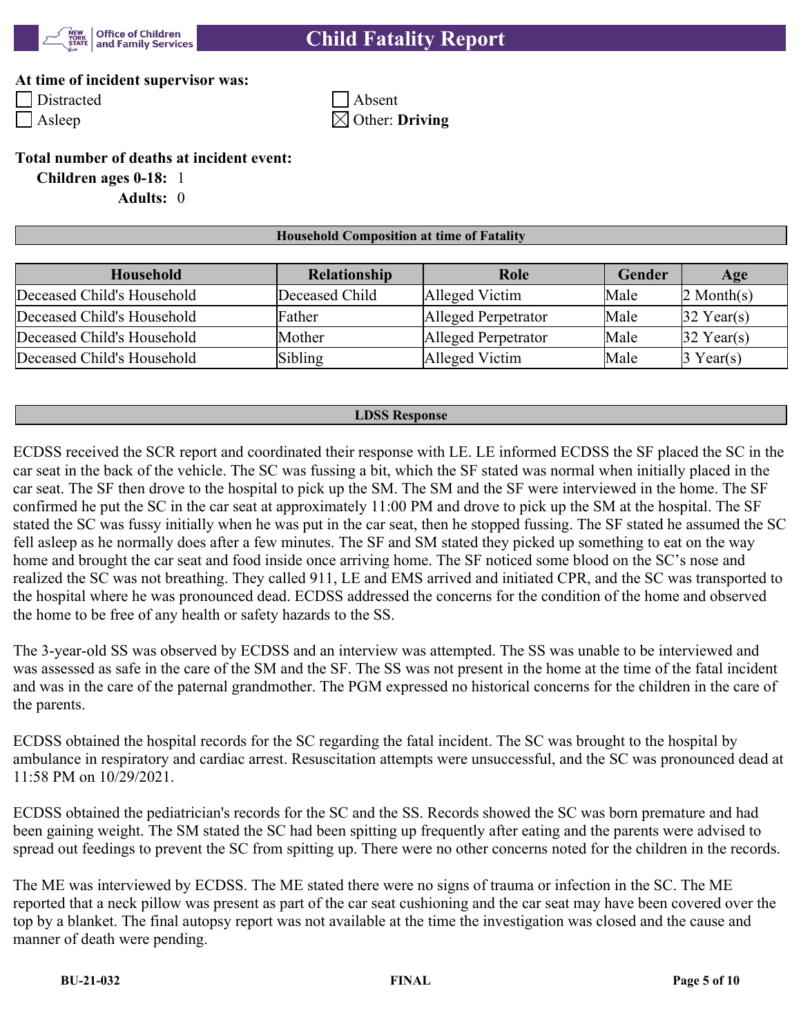**At time of incident supervisor was:**

- ☐ Distracted
- ☐ Asleep
- ☐ Absent
- ☒ Other: **Driving**

**Total number of deaths at incident event:**

**Children ages 0-18:** 1

**Adults:** 0

## Household Composition at time of Fatality

| Household | Relationship | Role | Gender | Age |
|---|---|---|---|---|
| Deceased Child's Household | Deceased Child | Alleged Victim | Male | 2 Month(s) |
| Deceased Child's Household | Father | Alleged Perpetrator | Male | 32 Year(s) |
| Deceased Child's Household | Mother | Alleged Perpetrator | Male | 32 Year(s) |
| Deceased Child's Household | Sibling | Alleged Victim | Male | 3 Year(s) |

## LDSS Response

ECDSS received the SCR report and coordinated their response with LE. LE informed ECDSS the SF placed the SC in the car seat in the back of the vehicle. The SC was fussing a bit, which the SF stated was normal when initially placed in the car seat. The SF then drove to the hospital to pick up the SM. The SM and the SF were interviewed in the home. The SF confirmed he put the SC in the car seat at approximately 11:00 PM and drove to pick up the SM at the hospital. The SF stated the SC was fussy initially when he was put in the car seat, then he stopped fussing. The SF stated he assumed the SC fell asleep as he normally does after a few minutes. The SF and SM stated they picked up something to eat on the way home and brought the car seat and food inside once arriving home. The SF noticed some blood on the SC's nose and realized the SC was not breathing. They called 911, LE and EMS arrived and initiated CPR, and the SC was transported to the hospital where he was pronounced dead. ECDSS addressed the concerns for the condition of the home and observed the home to be free of any health or safety hazards to the SS.

The 3-year-old SS was observed by ECDSS and an interview was attempted. The SS was unable to be interviewed and was assessed as safe in the care of the SM and the SF. The SS was not present in the home at the time of the fatal incident and was in the care of the paternal grandmother. The PGM expressed no historical concerns for the children in the care of the parents.

ECDSS obtained the hospital records for the SC regarding the fatal incident. The SC was brought to the hospital by ambulance in respiratory and cardiac arrest. Resuscitation attempts were unsuccessful, and the SC was pronounced dead at 11:58 PM on 10/29/2021.

ECDSS obtained the pediatrician's records for the SC and the SS. Records showed the SC was born premature and had been gaining weight. The SM stated the SC had been spitting up frequently after eating and the parents were advised to spread out feedings to prevent the SC from spitting up. There were no other concerns noted for the children in the records.

The ME was interviewed by ECDSS. The ME stated there were no signs of trauma or infection in the SC. The ME reported that a neck pillow was present as part of the car seat cushioning and the car seat may have been covered over the top by a blanket. The final autopsy report was not available at the time the investigation was closed and the cause and manner of death were pending.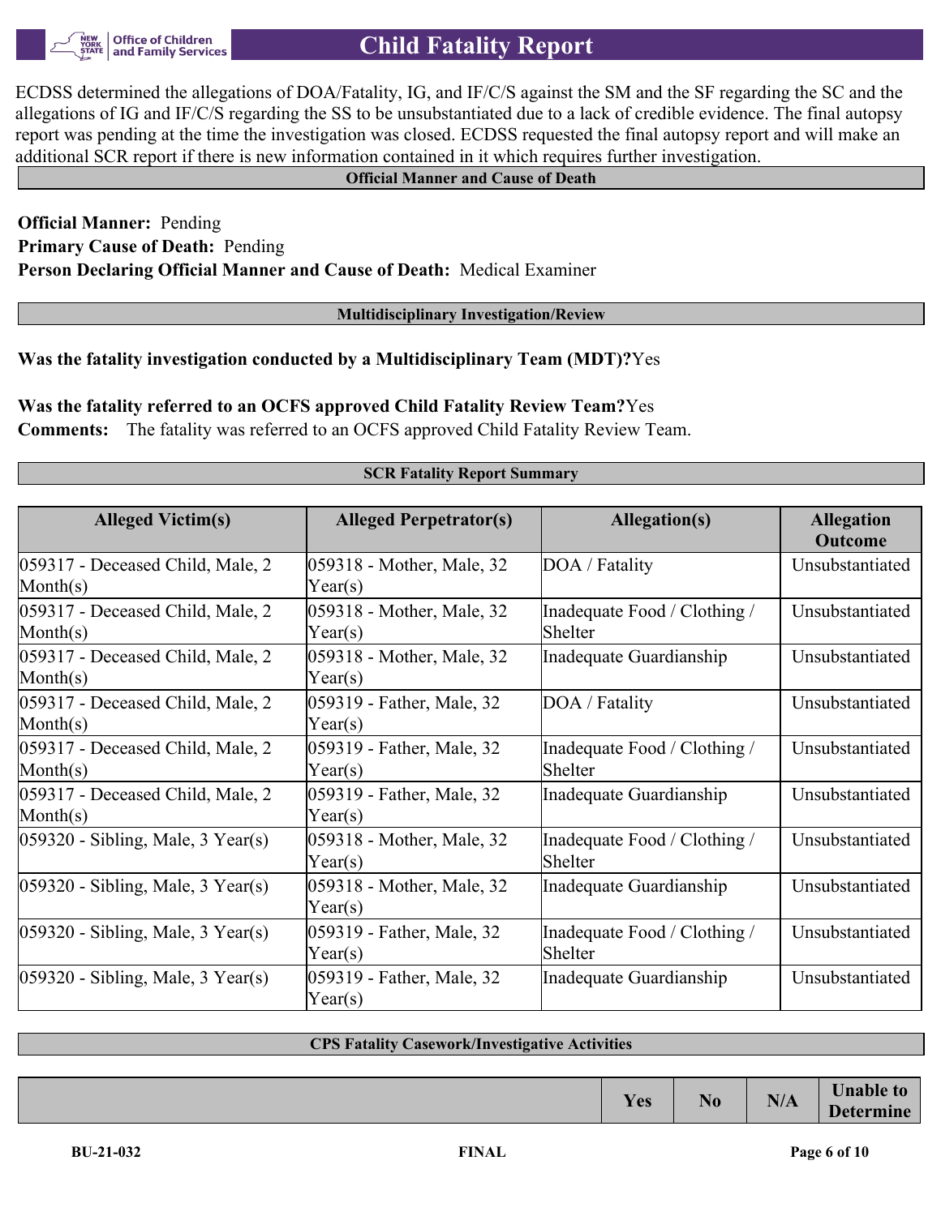ECDSS determined the allegations of DOA/Fatality, IG, and IF/C/S against the SM and the SF regarding the SC and the allegations of IG and IF/C/S regarding the SS to be unsubstantiated due to a lack of credible evidence. The final autopsy report was pending at the time the investigation was closed. ECDSS requested the final autopsy report and will make an additional SCR report if there is new information contained in it which requires further investigation.

## Official Manner and Cause of Death

**Official Manner:** Pending
**Primary Cause of Death:** Pending
**Person Declaring Official Manner and Cause of Death:** Medical Examiner

## Multidisciplinary Investigation/Review

**Was the fatality investigation conducted by a Multidisciplinary Team (MDT)?** Yes

**Was the fatality referred to an OCFS approved Child Fatality Review Team?** Yes
**Comments:** The fatality was referred to an OCFS approved Child Fatality Review Team.

## SCR Fatality Report Summary

| Alleged Victim(s) | Alleged Perpetrator(s) | Allegation(s) | Allegation Outcome |
|---|---|---|---|
| 059317 - Deceased Child, Male, 2 Month(s) | 059318 - Mother, Male, 32 Year(s) | DOA / Fatality | Unsubstantiated |
| 059317 - Deceased Child, Male, 2 Month(s) | 059318 - Mother, Male, 32 Year(s) | Inadequate Food / Clothing / Shelter | Unsubstantiated |
| 059317 - Deceased Child, Male, 2 Month(s) | 059318 - Mother, Male, 32 Year(s) | Inadequate Guardianship | Unsubstantiated |
| 059317 - Deceased Child, Male, 2 Month(s) | 059319 - Father, Male, 32 Year(s) | DOA / Fatality | Unsubstantiated |
| 059317 - Deceased Child, Male, 2 Month(s) | 059319 - Father, Male, 32 Year(s) | Inadequate Food / Clothing / Shelter | Unsubstantiated |
| 059317 - Deceased Child, Male, 2 Month(s) | 059319 - Father, Male, 32 Year(s) | Inadequate Guardianship | Unsubstantiated |
| 059320 - Sibling, Male, 3 Year(s) | 059318 - Mother, Male, 32 Year(s) | Inadequate Food / Clothing / Shelter | Unsubstantiated |
| 059320 - Sibling, Male, 3 Year(s) | 059318 - Mother, Male, 32 Year(s) | Inadequate Guardianship | Unsubstantiated |
| 059320 - Sibling, Male, 3 Year(s) | 059319 - Father, Male, 32 Year(s) | Inadequate Food / Clothing / Shelter | Unsubstantiated |
| 059320 - Sibling, Male, 3 Year(s) | 059319 - Father, Male, 32 Year(s) | Inadequate Guardianship | Unsubstantiated |

## CPS Fatality Casework/Investigative Activities

| | Yes | No | N/A | Unable to Determine |
|---|---|---|---|---|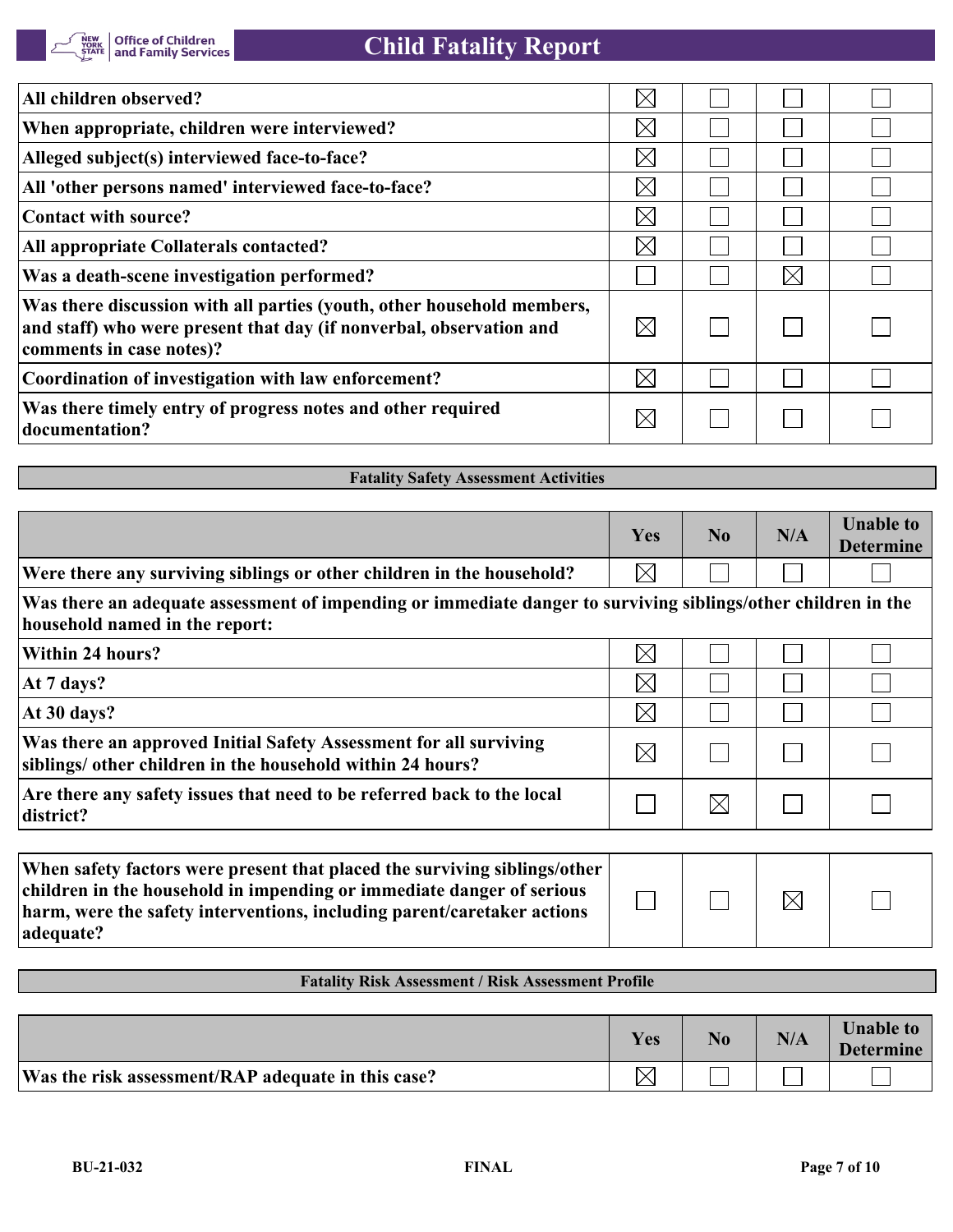| | | | | |
|---|---|---|---|---|
| All children observed? | ☒ | ☐ | ☐ | ☐ |
| When appropriate, children were interviewed? | ☒ | ☐ | ☐ | ☐ |
| Alleged subject(s) interviewed face-to-face? | ☒ | ☐ | ☐ | ☐ |
| All 'other persons named' interviewed face-to-face? | ☒ | ☐ | ☐ | ☐ |
| Contact with source? | ☒ | ☐ | ☐ | ☐ |
| All appropriate Collaterals contacted? | ☒ | ☐ | ☐ | ☐ |
| Was a death-scene investigation performed? | ☐ | ☐ | ☒ | ☐ |
| Was there discussion with all parties (youth, other household members, and staff) who were present that day (if nonverbal, observation and comments in case notes)? | ☒ | ☐ | ☐ | ☐ |
| Coordination of investigation with law enforcement? | ☒ | ☐ | ☐ | ☐ |
| Was there timely entry of progress notes and other required documentation? | ☒ | ☐ | ☐ | ☐ |

## Fatality Safety Assessment Activities

| | Yes | No | N/A | Unable to Determine |
|---|---|---|---|---|
| Were there any surviving siblings or other children in the household? | ☒ | ☐ | ☐ | ☐ |
| **Was there an adequate assessment of impending or immediate danger to surviving siblings/other children in the household named in the report:** | | | | |
| Within 24 hours? | ☒ | ☐ | ☐ | ☐ |
| At 7 days? | ☒ | ☐ | ☐ | ☐ |
| At 30 days? | ☒ | ☐ | ☐ | ☐ |
| Was there an approved Initial Safety Assessment for all surviving siblings/ other children in the household within 24 hours? | ☒ | ☐ | ☐ | ☐ |
| Are there any safety issues that need to be referred back to the local district? | ☐ | ☒ | ☐ | ☐ |

| | | | | |
|---|---|---|---|---|
| When safety factors were present that placed the surviving siblings/other children in the household in impending or immediate danger of serious harm, were the safety interventions, including parent/caretaker actions adequate? | ☐ | ☐ | ☒ | ☐ |

## Fatality Risk Assessment / Risk Assessment Profile

| | Yes | No | N/A | Unable to Determine |
|---|---|---|---|---|
| Was the risk assessment/RAP adequate in this case? | ☒ | ☐ | ☐ | ☐ |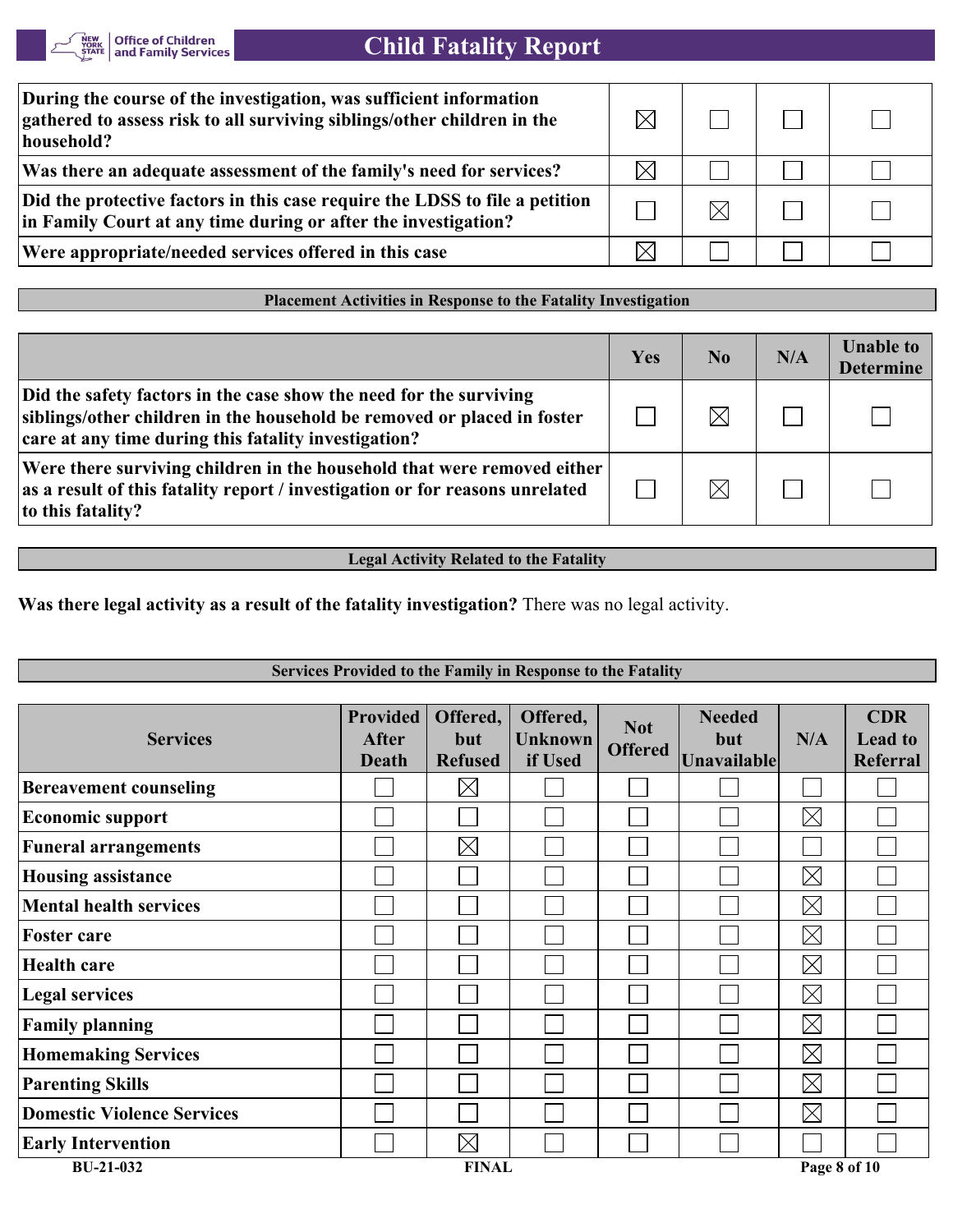| | | | | |
|---|---|---|---|---|
| **During the course of the investigation, was sufficient information gathered to assess risk to all surviving siblings/other children in the household?** | ☒ | ☐ | ☐ | ☐ |
| **Was there an adequate assessment of the family's need for services?** | ☒ | ☐ | ☐ | ☐ |
| **Did the protective factors in this case require the LDSS to file a petition in Family Court at any time during or after the investigation?** | ☐ | ☒ | ☐ | ☐ |
| **Were appropriate/needed services offered in this case** | ☒ | ☐ | ☐ | ☐ |

**Placement Activities in Response to the Fatality Investigation**

| | Yes | No | N/A | Unable to Determine |
|---|---|---|---|---|
| **Did the safety factors in the case show the need for the surviving siblings/other children in the household be removed or placed in foster care at any time during this fatality investigation?** | ☐ | ☒ | ☐ | ☐ |
| **Were there surviving children in the household that were removed either as a result of this fatality report / investigation or for reasons unrelated to this fatality?** | ☐ | ☒ | ☐ | ☐ |

**Legal Activity Related to the Fatality**

**Was there legal activity as a result of the fatality investigation?** There was no legal activity.

**Services Provided to the Family in Response to the Fatality**

| Services | Provided After Death | Offered, but Refused | Offered, Unknown if Used | Not Offered | Needed but Unavailable | N/A | CDR Lead to Referral |
|---|---|---|---|---|---|---|---|
| **Bereavement counseling** | ☐ | ☒ | ☐ | ☐ | ☐ | ☐ | ☐ |
| **Economic support** | ☐ | ☐ | ☐ | ☐ | ☐ | ☒ | ☐ |
| **Funeral arrangements** | ☐ | ☒ | ☐ | ☐ | ☐ | ☐ | ☐ |
| **Housing assistance** | ☐ | ☐ | ☐ | ☐ | ☐ | ☒ | ☐ |
| **Mental health services** | ☐ | ☐ | ☐ | ☐ | ☐ | ☒ | ☐ |
| **Foster care** | ☐ | ☐ | ☐ | ☐ | ☐ | ☒ | ☐ |
| **Health care** | ☐ | ☐ | ☐ | ☐ | ☐ | ☒ | ☐ |
| **Legal services** | ☐ | ☐ | ☐ | ☐ | ☐ | ☒ | ☐ |
| **Family planning** | ☐ | ☐ | ☐ | ☐ | ☐ | ☒ | ☐ |
| **Homemaking Services** | ☐ | ☐ | ☐ | ☐ | ☐ | ☒ | ☐ |
| **Parenting Skills** | ☐ | ☐ | ☐ | ☐ | ☐ | ☒ | ☐ |
| **Domestic Violence Services** | ☐ | ☐ | ☐ | ☐ | ☐ | ☒ | ☐ |
| **Early Intervention** | ☐ | ☒ | ☐ | ☐ | ☐ | ☐ | ☐ |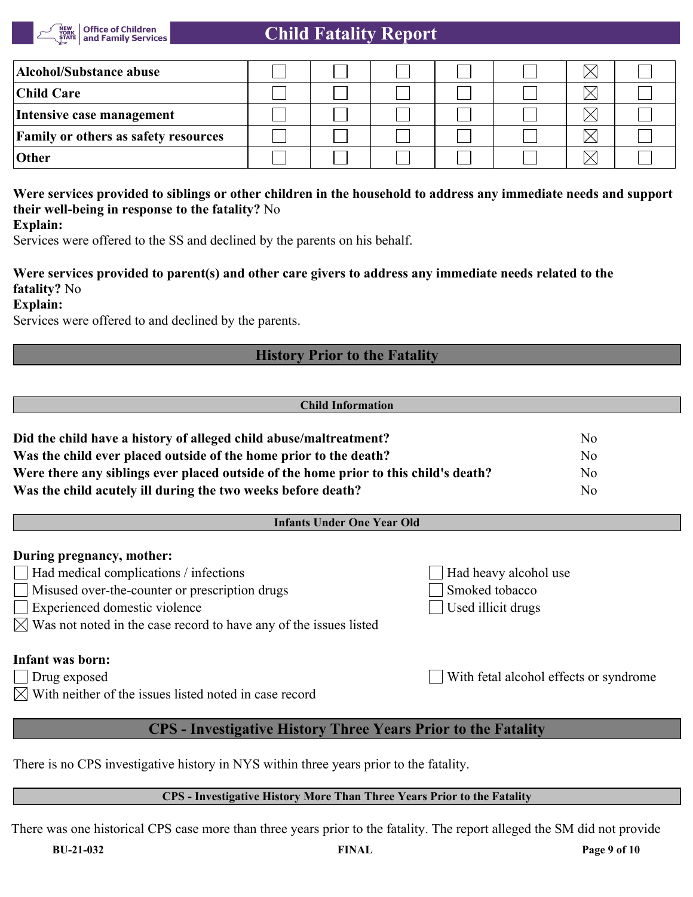| | | | | | | | |
|---|---|---|---|---|---|---|---|
| **Alcohol/Substance abuse** | ☐ | ☐ | ☐ | ☐ | ☐ | ☒ | ☐ |
| **Child Care** | ☐ | ☐ | ☐ | ☐ | ☐ | ☒ | ☐ |
| **Intensive case management** | ☐ | ☐ | ☐ | ☐ | ☐ | ☒ | ☐ |
| **Family or others as safety resources** | ☐ | ☐ | ☐ | ☐ | ☐ | ☒ | ☐ |
| **Other** | ☐ | ☐ | ☐ | ☐ | ☐ | ☒ | ☐ |

**Were services provided to siblings or other children in the household to address any immediate needs and support their well-being in response to the fatality?** No

**Explain:**

Services were offered to the SS and declined by the parents on his behalf.

**Were services provided to parent(s) and other care givers to address any immediate needs related to the fatality?** No

**Explain:**

Services were offered to and declined by the parents.

## History Prior to the Fatality

### Child Information

| | |
|---|---|
| **Did the child have a history of alleged child abuse/maltreatment?** | No |
| **Was the child ever placed outside of the home prior to the death?** | No |
| **Were there any siblings ever placed outside of the home prior to this child's death?** | No |
| **Was the child acutely ill during the two weeks before death?** | No |

### Infants Under One Year Old

**During pregnancy, mother:**

- ☐ Had medical complications / infections
- ☐ Had heavy alcohol use
- ☐ Misused over-the-counter or prescription drugs
- ☐ Smoked tobacco
- ☐ Experienced domestic violence
- ☐ Used illicit drugs
- ☒ Was not noted in the case record to have any of the issues listed

**Infant was born:**

- ☐ Drug exposed
- ☐ With fetal alcohol effects or syndrome
- ☒ With neither of the issues listed noted in case record

## CPS - Investigative History Three Years Prior to the Fatality

There is no CPS investigative history in NYS within three years prior to the fatality.

### CPS - Investigative History More Than Three Years Prior to the Fatality

There was one historical CPS case more than three years prior to the fatality. The report alleged the SM did not provide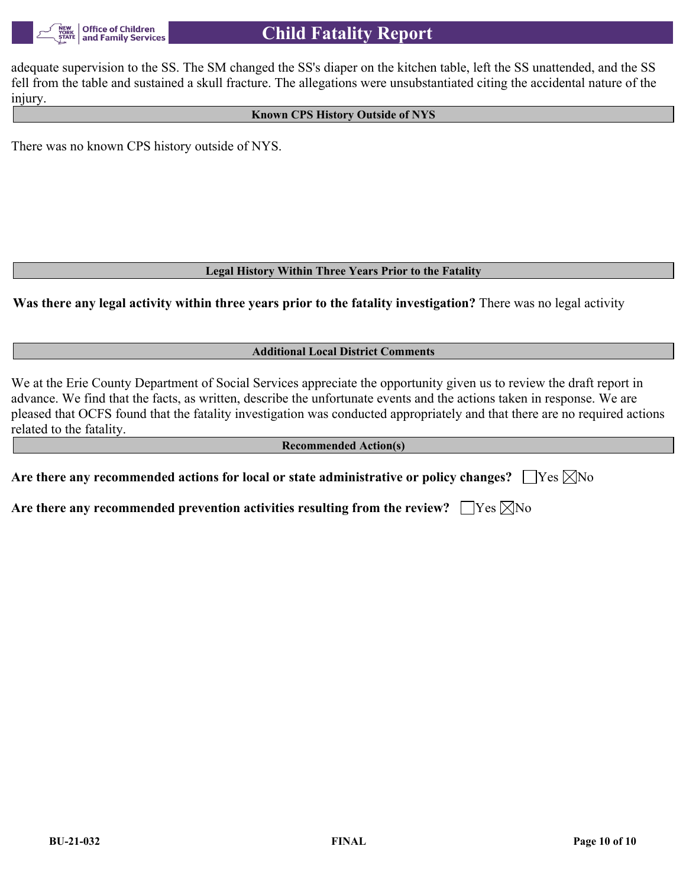adequate supervision to the SS. The SM changed the SS's diaper on the kitchen table, left the SS unattended, and the SS fell from the table and sustained a skull fracture. The allegations were unsubstantiated citing the accidental nature of the injury.

## Known CPS History Outside of NYS

There was no known CPS history outside of NYS.

## Legal History Within Three Years Prior to the Fatality

**Was there any legal activity within three years prior to the fatality investigation?** There was no legal activity

## Additional Local District Comments

We at the Erie County Department of Social Services appreciate the opportunity given us to review the draft report in advance. We find that the facts, as written, describe the unfortunate events and the actions taken in response. We are pleased that OCFS found that the fatality investigation was conducted appropriately and that there are no required actions related to the fatality.

## Recommended Action(s)

**Are there any recommended actions for local or state administrative or policy changes?** ☐Yes ☒No

**Are there any recommended prevention activities resulting from the review?** ☐Yes ☒No